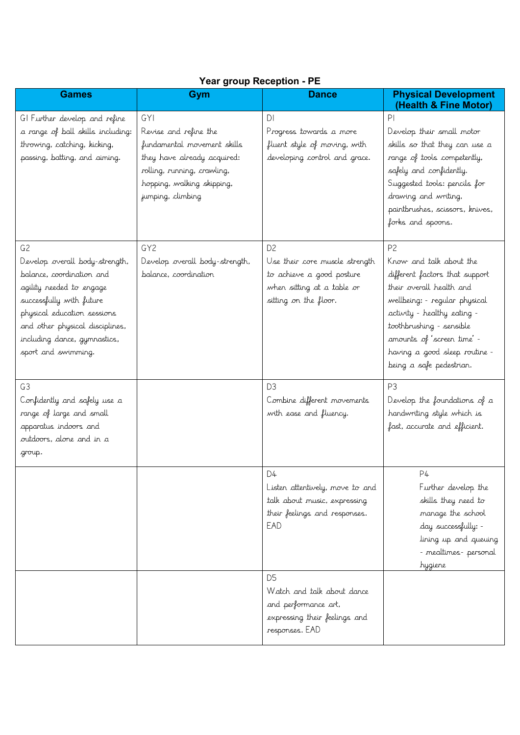# Year group Reception - PE

| Games | Gym | Dance | Physical Development (Health & Fine Motor) |
|---|---|---|---|
| G1 Further develop and refine a range of ball skills including: throwing, catching, kicking, passing, batting, and aiming. | GY1 Revise and refine the fundamental movement skills they have already acquired: rolling, running, crawling, hopping, walking skipping, jumping, climbing | D1 Progress towards a more fluent style of moving, with developing control and grace. | P1 Develop their small motor skills so that they can use a range of tools competently, safely and confidently. Suggested tools: pencils for drawing and writing, paintbrushes, scissors, knives, forks and spoons. |
| G2 Develop overall body-strength, balance, coordination and agility needed to engage successfully with future physical education sessions and other physical disciplines, including dance, gymnastics, sport and swimming. | GY2 Develop overall body-strength, balance, coordination | D2 Use their core muscle strength to achieve a good posture when sitting at a table or sitting on the floor. | P2 Know and talk about the different factors that support their overall health and wellbeing: - regular physical activity - healthy eating - toothbrushing - sensible amounts of 'screen time' - having a good sleep routine - being a safe pedestrian. |
| G3 Confidently and safely use a range of large and small apparatus indoors and outdoors, alone and in a group. | | D3 Combine different movements with ease and fluency. | P3 Develop the foundations of a handwriting style which is fast, accurate and efficient. |
| | | D4 Listen attentively, move to and talk about music, expressing their feelings and responses. EAD | P4 Further develop the skills they need to manage the school day successfully: - lining up and queuing - mealtimes- personal hygiene |
| | | D5 Watch and talk about dance and performance art, expressing their feelings and responses. EAD | |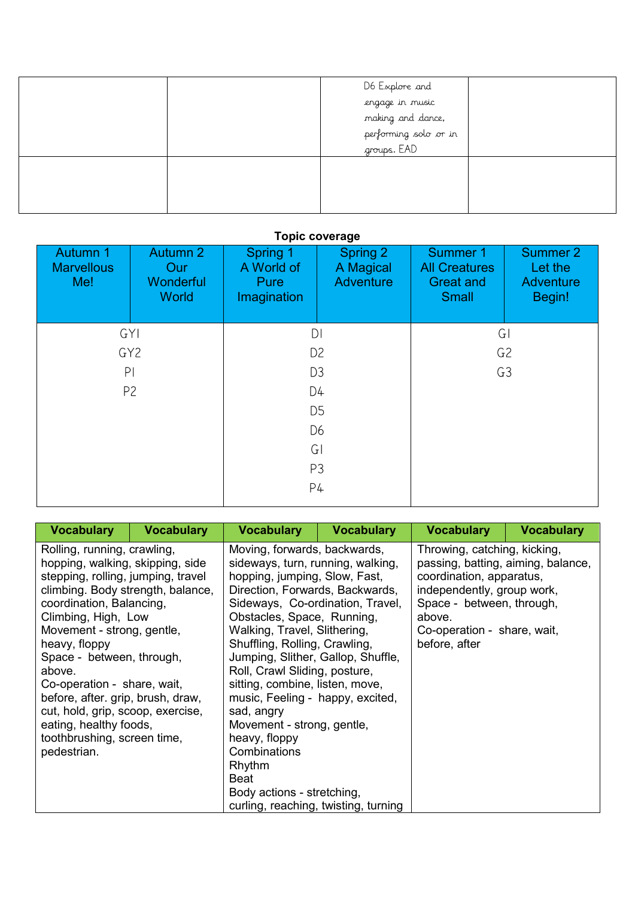|  |  | D6 Explore and engage in music making and dance, performing solo or in groups. EAD |  |
|---|---|---|---|
|  |  |  |  |

**Topic coverage**

| Autumn 1 Marvellous Me! | Autumn 2 Our Wonderful World | Spring 1 A World of Pure Imagination | Spring 2 A Magical Adventure | Summer 1 All Creatures Great and Small | Summer 2 Let the Adventure Begin! |
|---|---|---|---|---|---|
| GY1 GY2 P1 P2 | | D1 D2 D3 D4 D5 D6 G1 P3 P4 | | G1 G2 G3 | |

| Vocabulary | Vocabulary | Vocabulary | Vocabulary | Vocabulary | Vocabulary |
|---|---|---|---|---|---|
| Rolling, running, crawling, hopping, walking, skipping, side stepping, rolling, jumping, travel climbing. Body strength, balance, coordination, Balancing, Climbing, High, Low Movement - strong, gentle, heavy, floppy Space - between, through, above. Co-operation - share, wait, before, after. grip, brush, draw, cut, hold, grip, scoop, exercise, eating, healthy foods, toothbrushing, screen time, pedestrian. | | Moving, forwards, backwards, sideways, turn, running, walking, hopping, jumping, Slow, Fast, Direction, Forwards, Backwards, Sideways, Co-ordination, Travel, Obstacles, Space, Running, Walking, Travel, Slithering, Shuffling, Rolling, Crawling, Jumping, Slither, Gallop, Shuffle, Roll, Crawl Sliding, posture, sitting, combine, listen, move, music, Feeling - happy, excited, sad, angry Movement - strong, gentle, heavy, floppy Combinations Rhythm Beat Body actions - stretching, curling, reaching, twisting, turning | | Throwing, catching, kicking, passing, batting, aiming, balance, coordination, apparatus, independently, group work, Space - between, through, above. Co-operation - share, wait, before, after | |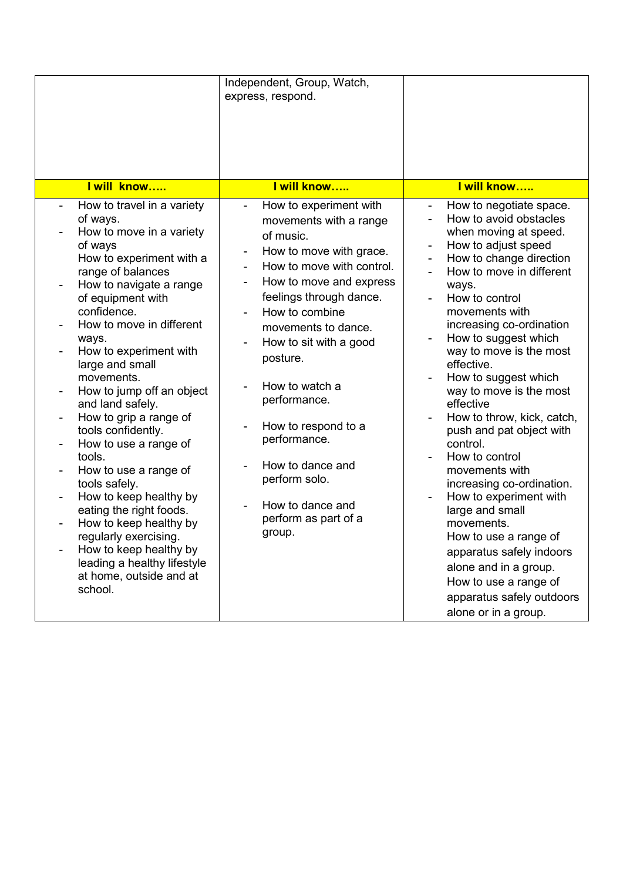| | | |
|---|---|---|
| | Independent, Group, Watch, express, respond. | |
| **I will know…..** | **I will know…..** | **I will know…..** |
| - How to travel in a variety of ways.<br>- How to move in a variety of ways<br>How to experiment with a range of balances<br>- How to navigate a range of equipment with confidence.<br>- How to move in different ways.<br>- How to experiment with large and small movements.<br>- How to jump off an object and land safely.<br>- How to grip a range of tools confidently.<br>- How to use a range of tools.<br>- How to use a range of tools safely.<br>- How to keep healthy by eating the right foods.<br>- How to keep healthy by regularly exercising.<br>- How to keep healthy by leading a healthy lifestyle at home, outside and at school. | - How to experiment with movements with a range of music.<br>- How to move with grace.<br>- How to move with control.<br>- How to move and express feelings through dance.<br>- How to combine movements to dance.<br>- How to sit with a good posture.<br>- How to watch a performance.<br>- How to respond to a performance.<br>- How to dance and perform solo.<br>- How to dance and perform as part of a group. | - How to negotiate space.<br>- How to avoid obstacles when moving at speed.<br>- How to adjust speed<br>- How to change direction<br>- How to move in different ways.<br>- How to control movements with increasing co-ordination<br>- How to suggest which way to move is the most effective.<br>- How to suggest which way to move is the most effective<br>- How to throw, kick, catch, push and pat object with control.<br>- How to control movements with increasing co-ordination.<br>- How to experiment with large and small movements.<br>How to use a range of apparatus safely indoors alone and in a group.<br>How to use a range of apparatus safely outdoors alone or in a group. |